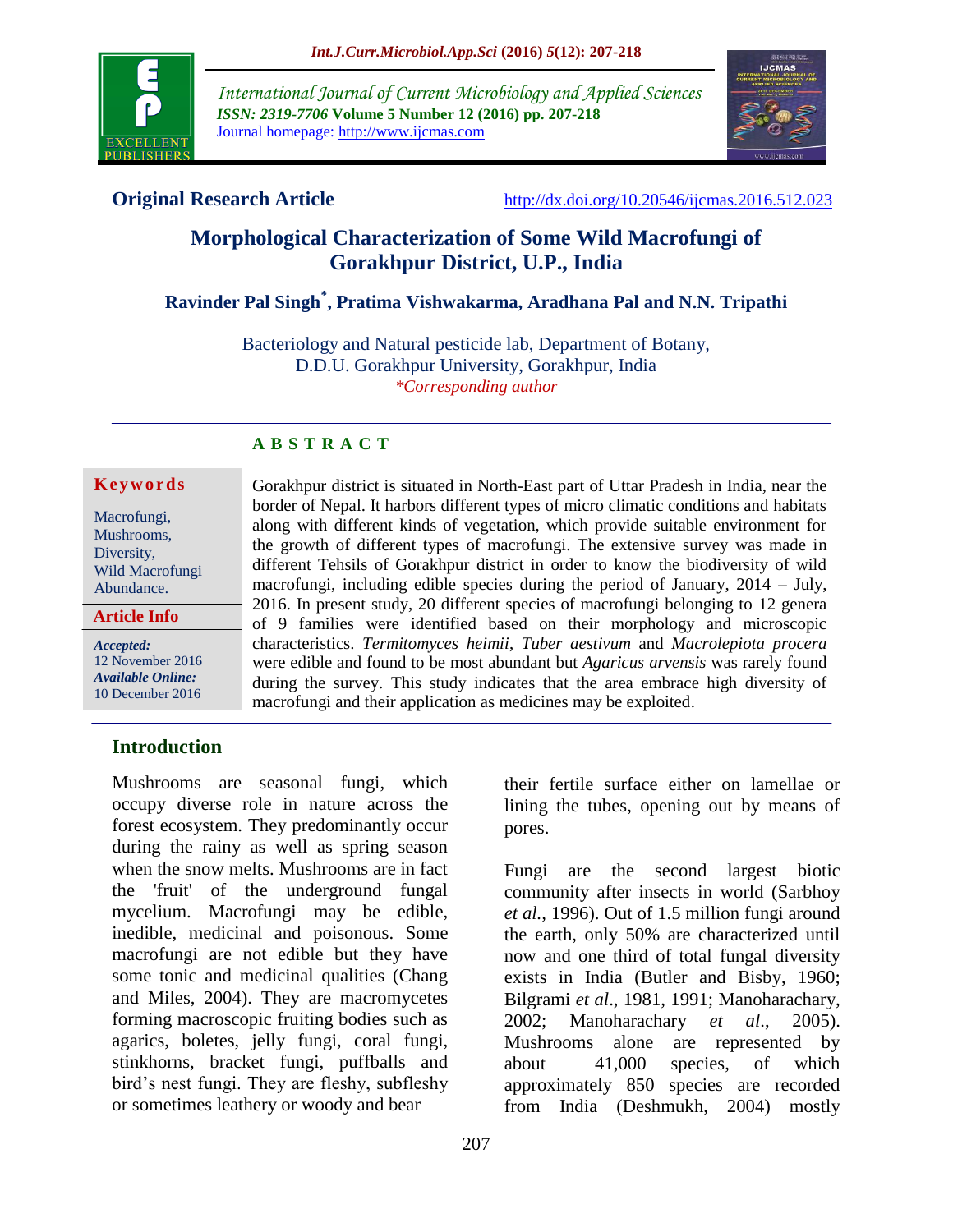Original Research Article

http://dx.doi.org/10.20546/ijcmas.2016.512.023

# Morphological Characterization of Some Wild Macrofungi of Gorakhpur District, U.P., India

**Ravinder Pal Singh*, Pratima Vishwakarma, Aradhana Pal and N.N. Tripathi**

Bacteriology and Natural pesticide lab, Department of Botany, D.D.U. Gorakhpur University, Gorakhpur, India

*Corresponding author

## ABSTRACT

**Keywords**

Macrofungi, Mushrooms, Diversity, Wild Macrofungi Abundance.

**Article Info**

*Accepted:* 12 November 2016
*Available Online:* 10 December 2016

Gorakhpur district is situated in North-East part of Uttar Pradesh in India, near the border of Nepal. It harbors different types of micro climatic conditions and habitats along with different kinds of vegetation, which provide suitable environment for the growth of different types of macrofungi. The extensive survey was made in different Tehsils of Gorakhpur district in order to know the biodiversity of wild macrofungi, including edible species during the period of January, 2014 – July, 2016. In present study, 20 different species of macrofungi belonging to 12 genera of 9 families were identified based on their morphology and microscopic characteristics. *Termitomyces heimii*, *Tuber aestivum* and *Macrolepiota procera* were edible and found to be most abundant but *Agaricus arvensis* was rarely found during the survey. This study indicates that the area embrace high diversity of macrofungi and their application as medicines may be exploited.

## Introduction

Mushrooms are seasonal fungi, which occupy diverse role in nature across the forest ecosystem. They predominantly occur during the rainy as well as spring season when the snow melts. Mushrooms are in fact the 'fruit' of the underground fungal mycelium. Macrofungi may be edible, inedible, medicinal and poisonous. Some macrofungi are not edible but they have some tonic and medicinal qualities (Chang and Miles, 2004). They are macromycetes forming macroscopic fruiting bodies such as agarics, boletes, jelly fungi, coral fungi, stinkhorns, bracket fungi, puffballs and bird's nest fungi. They are fleshy, subfleshy or sometimes leathery or woody and bear their fertile surface either on lamellae or lining the tubes, opening out by means of pores.

Fungi are the second largest biotic community after insects in world (Sarbhoy *et al.*, 1996). Out of 1.5 million fungi around the earth, only 50% are characterized until now and one third of total fungal diversity exists in India (Butler and Bisby, 1960; Bilgrami *et al*., 1981, 1991; Manoharachary, 2002; Manoharachary *et al*., 2005). Mushrooms alone are represented by about 41,000 species, of which approximately 850 species are recorded from India (Deshmukh, 2004) mostly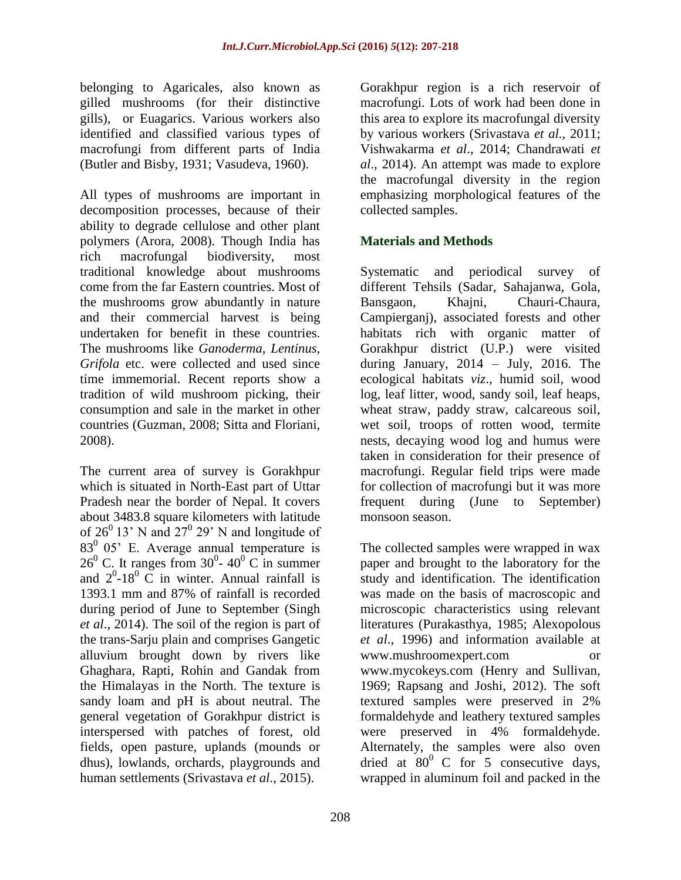belonging to Agaricales, also known as gilled mushrooms (for their distinctive gills), or Euagarics. Various workers also identified and classified various types of macrofungi from different parts of India (Butler and Bisby, 1931; Vasudeva, 1960).

All types of mushrooms are important in decomposition processes, because of their ability to degrade cellulose and other plant polymers (Arora, 2008). Though India has rich macrofungal biodiversity, most traditional knowledge about mushrooms come from the far Eastern countries. Most of the mushrooms grow abundantly in nature and their commercial harvest is being undertaken for benefit in these countries. The mushrooms like *Ganoderma*, *Lentinus*, *Grifola* etc. were collected and used since time immemorial. Recent reports show a tradition of wild mushroom picking, their consumption and sale in the market in other countries (Guzman, 2008; Sitta and Floriani, 2008).

The current area of survey is Gorakhpur which is situated in North-East part of Uttar Pradesh near the border of Nepal. It covers about 3483.8 square kilometers with latitude of $26^0$ 13' N and $27^0$ 29' N and longitude of $83^0$ 05' E. Average annual temperature is $26^0$ C. It ranges from $30^0$- $40^0$ C in summer and $2^0$-$18^0$ C in winter. Annual rainfall is 1393.1 mm and 87% of rainfall is recorded during period of June to September (Singh *et al*., 2014). The soil of the region is part of the trans-Sarju plain and comprises Gangetic alluvium brought down by rivers like Ghaghara, Rapti, Rohin and Gandak from the Himalayas in the North. The texture is sandy loam and pH is about neutral. The general vegetation of Gorakhpur district is interspersed with patches of forest, old fields, open pasture, uplands (mounds or dhus), lowlands, orchards, playgrounds and human settlements (Srivastava *et al*., 2015).

Gorakhpur region is a rich reservoir of macrofungi. Lots of work had been done in this area to explore its macrofungal diversity by various workers (Srivastava *et al*., 2011; Vishwakarma *et al*., 2014; Chandrawati *et al*., 2014). An attempt was made to explore the macrofungal diversity in the region emphasizing morphological features of the collected samples.

## Materials and Methods

Systematic and periodical survey of different Tehsils (Sadar, Sahajanwa, Gola, Bansgaon, Khajni, Chauri-Chaura, Campierganj), associated forests and other habitats rich with organic matter of Gorakhpur district (U.P.) were visited during January, 2014 – July, 2016. The ecological habitats *viz*., humid soil, wood log, leaf litter, wood, sandy soil, leaf heaps, wheat straw, paddy straw, calcareous soil, wet soil, troops of rotten wood, termite nests, decaying wood log and humus were taken in consideration for their presence of macrofungi. Regular field trips were made for collection of macrofungi but it was more frequent during (June to September) monsoon season.

The collected samples were wrapped in wax paper and brought to the laboratory for the study and identification. The identification was made on the basis of macroscopic and microscopic characteristics using relevant literatures (Purakasthya, 1985; Alexopolous *et al*., 1996) and information available at www.mushroomexpert.com or www.mycokeys.com (Henry and Sullivan, 1969; Rapsang and Joshi, 2012). The soft textured samples were preserved in 2% formaldehyde and leathery textured samples were preserved in 4% formaldehyde. Alternately, the samples were also oven dried at $80^0$ C for 5 consecutive days, wrapped in aluminum foil and packed in the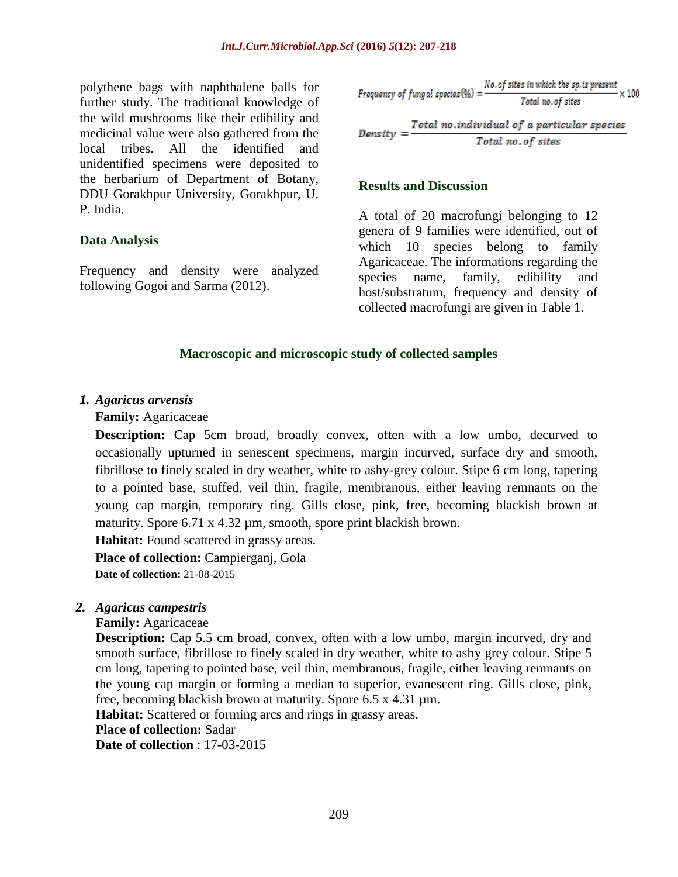polythene bags with naphthalene balls for further study. The traditional knowledge of the wild mushrooms like their edibility and medicinal value were also gathered from the local tribes. All the identified and unidentified specimens were deposited to the herbarium of Department of Botany, DDU Gorakhpur University, Gorakhpur, U. P. India.

## Data Analysis

Frequency and density were analyzed following Gogoi and Sarma (2012).

$$\text{Frequency of fungal species}(\%) = \frac{\text{No. of sites in which the sp. is present}}{\text{Total no. of sites}} \times 100$$

$$\text{Density} = \frac{\text{Total no. individual of a particular species}}{\text{Total no. of sites}}$$

## Results and Discussion

A total of 20 macrofungi belonging to 12 genera of 9 families were identified, out of which 10 species belong to family Agaricaceae. The informations regarding the species name, family, edibility and host/substratum, frequency and density of collected macrofungi are given in Table 1.

### Macroscopic and microscopic study of collected samples

**1. *Agaricus arvensis***

**Family:** Agaricaceae

**Description:** Cap 5cm broad, broadly convex, often with a low umbo, decurved to occasionally upturned in senescent specimens, margin incurved, surface dry and smooth, fibrillose to finely scaled in dry weather, white to ashy-grey colour. Stipe 6 cm long, tapering to a pointed base, stuffed, veil thin, fragile, membranous, either leaving remnants on the young cap margin, temporary ring. Gills close, pink, free, becoming blackish brown at maturity. Spore 6.71 x 4.32 µm, smooth, spore print blackish brown.

**Habitat:** Found scattered in grassy areas.

**Place of collection:** Campierganj, Gola

**Date of collection:** 21-08-2015

**2. *Agaricus campestris***

**Family:** Agaricaceae

**Description:** Cap 5.5 cm broad, convex, often with a low umbo, margin incurved, dry and smooth surface, fibrillose to finely scaled in dry weather, white to ashy grey colour. Stipe 5 cm long, tapering to pointed base, veil thin, membranous, fragile, either leaving remnants on the young cap margin or forming a median to superior, evanescent ring. Gills close, pink, free, becoming blackish brown at maturity. Spore 6.5 x 4.31 µm.

**Habitat:** Scattered or forming arcs and rings in grassy areas.

**Place of collection:** Sadar

**Date of collection** : 17-03-2015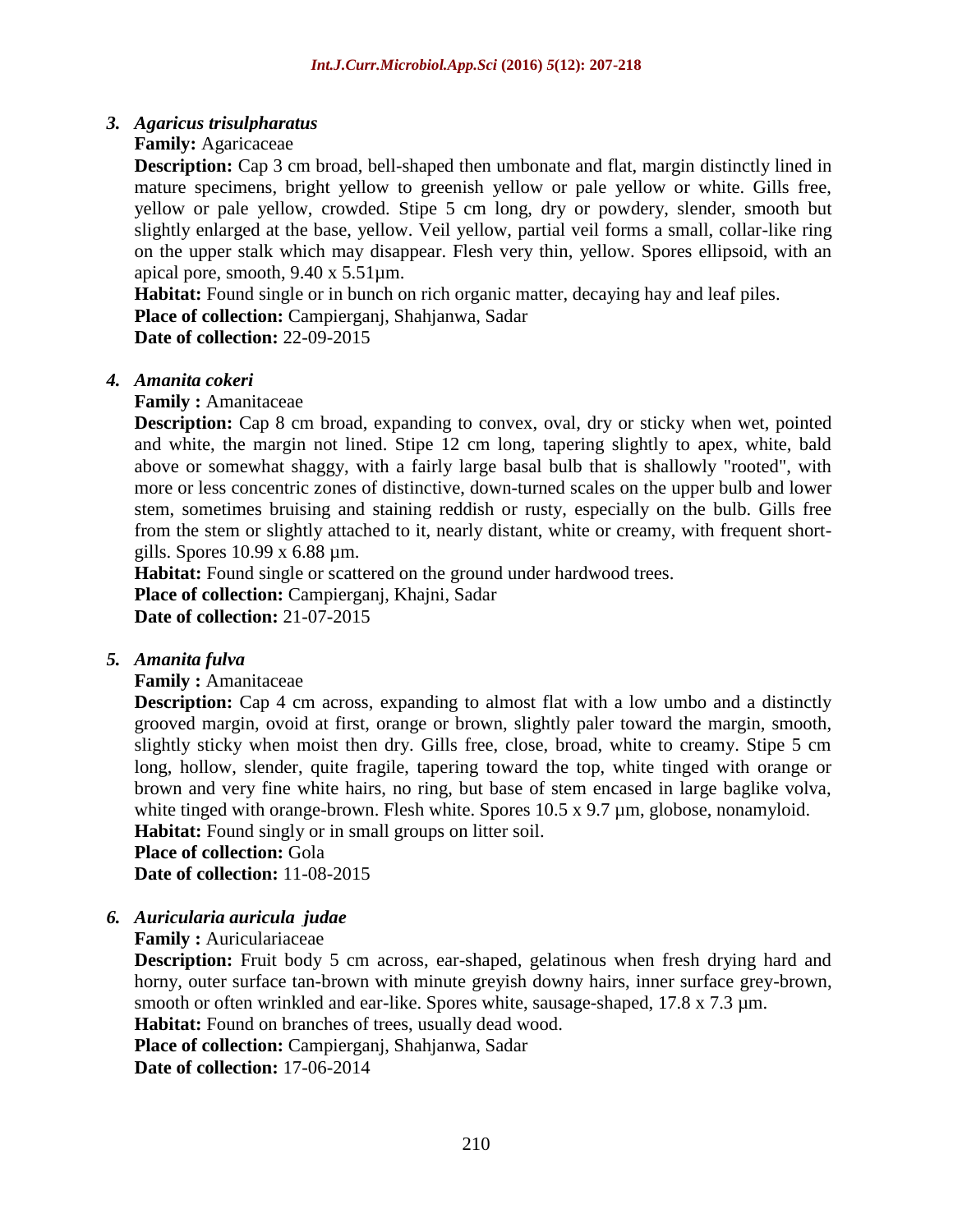### 3. *Agaricus trisulpharatus*

**Family:** Agaricaceae

**Description:** Cap 3 cm broad, bell-shaped then umbonate and flat, margin distinctly lined in mature specimens, bright yellow to greenish yellow or pale yellow or white. Gills free, yellow or pale yellow, crowded. Stipe 5 cm long, dry or powdery, slender, smooth but slightly enlarged at the base, yellow. Veil yellow, partial veil forms a small, collar-like ring on the upper stalk which may disappear. Flesh very thin, yellow. Spores ellipsoid, with an apical pore, smooth, 9.40 x 5.51µm.

**Habitat:** Found single or in bunch on rich organic matter, decaying hay and leaf piles.

**Place of collection:** Campierganj, Shahjanwa, Sadar

**Date of collection:** 22-09-2015

### 4. *Amanita cokeri*

**Family :** Amanitaceae

**Description:** Cap 8 cm broad, expanding to convex, oval, dry or sticky when wet, pointed and white, the margin not lined. Stipe 12 cm long, tapering slightly to apex, white, bald above or somewhat shaggy, with a fairly large basal bulb that is shallowly "rooted", with more or less concentric zones of distinctive, down-turned scales on the upper bulb and lower stem, sometimes bruising and staining reddish or rusty, especially on the bulb. Gills free from the stem or slightly attached to it, nearly distant, white or creamy, with frequent short-gills. Spores 10.99 x 6.88 µm.

**Habitat:** Found single or scattered on the ground under hardwood trees.

**Place of collection:** Campierganj, Khajni, Sadar

**Date of collection:** 21-07-2015

### 5. *Amanita fulva*

**Family :** Amanitaceae

**Description:** Cap 4 cm across, expanding to almost flat with a low umbo and a distinctly grooved margin, ovoid at first, orange or brown, slightly paler toward the margin, smooth, slightly sticky when moist then dry. Gills free, close, broad, white to creamy. Stipe 5 cm long, hollow, slender, quite fragile, tapering toward the top, white tinged with orange or brown and very fine white hairs, no ring, but base of stem encased in large baglike volva, white tinged with orange-brown. Flesh white. Spores 10.5 x 9.7 µm, globose, nonamyloid.

**Habitat:** Found singly or in small groups on litter soil.

**Place of collection:** Gola

**Date of collection:** 11-08-2015

### 6. *Auricularia auricula judae*

**Family :** Auriculariaceae

**Description:** Fruit body 5 cm across, ear-shaped, gelatinous when fresh drying hard and horny, outer surface tan-brown with minute greyish downy hairs, inner surface grey-brown, smooth or often wrinkled and ear-like. Spores white, sausage-shaped, 17.8 x 7.3 µm.

**Habitat:** Found on branches of trees, usually dead wood.

**Place of collection:** Campierganj, Shahjanwa, Sadar

**Date of collection:** 17-06-2014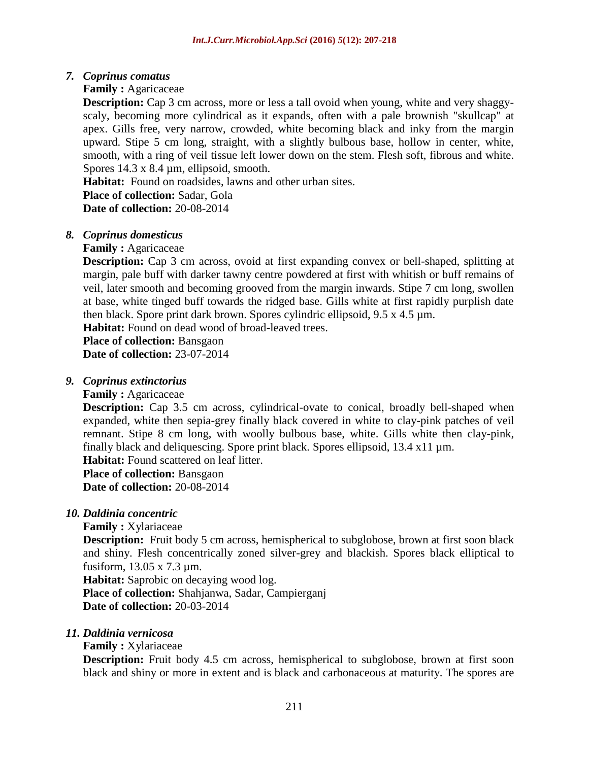### 7. *Coprinus comatus*

**Family :** Agaricaceae

**Description:** Cap 3 cm across, more or less a tall ovoid when young, white and very shaggy-scaly, becoming more cylindrical as it expands, often with a pale brownish "skullcap" at apex. Gills free, very narrow, crowded, white becoming black and inky from the margin upward. Stipe 5 cm long, straight, with a slightly bulbous base, hollow in center, white, smooth, with a ring of veil tissue left lower down on the stem. Flesh soft, fibrous and white. Spores 14.3 x 8.4 µm, ellipsoid, smooth.

**Habitat:** Found on roadsides, lawns and other urban sites.

**Place of collection:** Sadar, Gola

**Date of collection:** 20-08-2014

### 8. *Coprinus domesticus*

**Family :** Agaricaceae

**Description:** Cap 3 cm across, ovoid at first expanding convex or bell-shaped, splitting at margin, pale buff with darker tawny centre powdered at first with whitish or buff remains of veil, later smooth and becoming grooved from the margin inwards. Stipe 7 cm long, swollen at base, white tinged buff towards the ridged base. Gills white at first rapidly purplish date then black. Spore print dark brown. Spores cylindric ellipsoid, 9.5 x 4.5 µm.

**Habitat:** Found on dead wood of broad-leaved trees.

**Place of collection:** Bansgaon

**Date of collection:** 23-07-2014

### 9. *Coprinus extinctorius*

**Family :** Agaricaceae

**Description:** Cap 3.5 cm across, cylindrical-ovate to conical, broadly bell-shaped when expanded, white then sepia-grey finally black covered in white to clay-pink patches of veil remnant. Stipe 8 cm long, with woolly bulbous base, white. Gills white then clay-pink, finally black and deliquescing. Spore print black. Spores ellipsoid, 13.4 x11 µm.

**Habitat:** Found scattered on leaf litter.

**Place of collection:** Bansgaon

**Date of collection:** 20-08-2014

### 10. *Daldinia concentric*

**Family :** Xylariaceae

**Description:** Fruit body 5 cm across, hemispherical to subglobose, brown at first soon black and shiny. Flesh concentrically zoned silver-grey and blackish. Spores black elliptical to fusiform, 13.05 x 7.3 µm.

**Habitat:** Saprobic on decaying wood log.

**Place of collection:** Shahjanwa, Sadar, Campierganj

**Date of collection:** 20-03-2014

### 11. *Daldinia vernicosa*

**Family :** Xylariaceae

**Description:** Fruit body 4.5 cm across, hemispherical to subglobose, brown at first soon black and shiny or more in extent and is black and carbonaceous at maturity. The spores are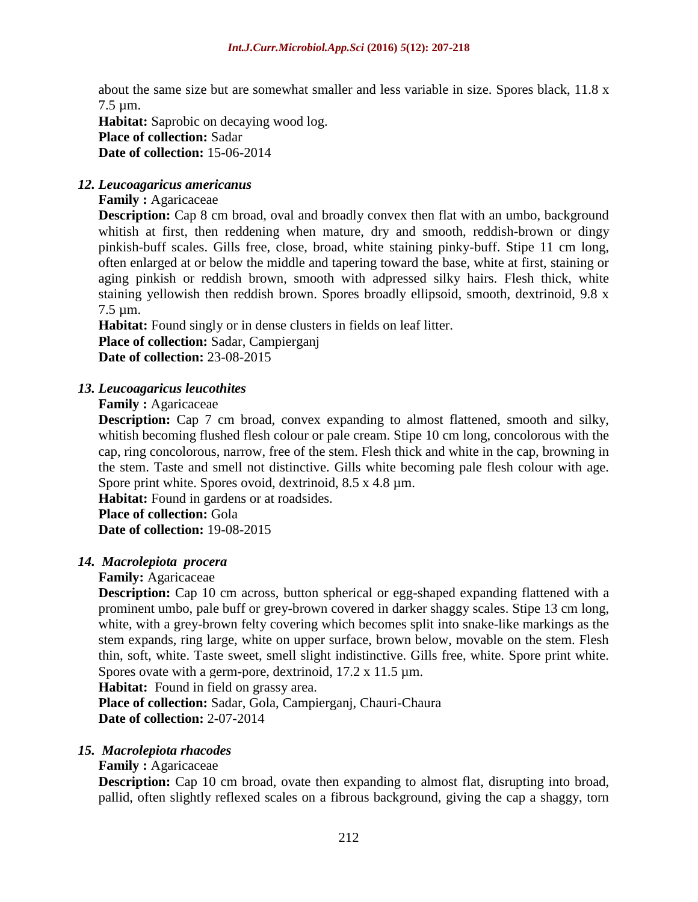about the same size but are somewhat smaller and less variable in size. Spores black, 11.8 x 7.5 µm.

**Habitat:** Saprobic on decaying wood log.

**Place of collection:** Sadar

**Date of collection:** 15-06-2014

### *12. Leucoagaricus americanus*

**Family :** Agaricaceae

**Description:** Cap 8 cm broad, oval and broadly convex then flat with an umbo, background whitish at first, then reddening when mature, dry and smooth, reddish-brown or dingy pinkish-buff scales. Gills free, close, broad, white staining pinky-buff. Stipe 11 cm long, often enlarged at or below the middle and tapering toward the base, white at first, staining or aging pinkish or reddish brown, smooth with adpressed silky hairs. Flesh thick, white staining yellowish then reddish brown. Spores broadly ellipsoid, smooth, dextrinoid, 9.8 x 7.5 µm.

**Habitat:** Found singly or in dense clusters in fields on leaf litter.

**Place of collection:** Sadar, Campierganj

**Date of collection:** 23-08-2015

### *13. Leucoagaricus leucothites*

**Family :** Agaricaceae

**Description:** Cap 7 cm broad, convex expanding to almost flattened, smooth and silky, whitish becoming flushed flesh colour or pale cream. Stipe 10 cm long, concolorous with the cap, ring concolorous, narrow, free of the stem. Flesh thick and white in the cap, browning in the stem. Taste and smell not distinctive. Gills white becoming pale flesh colour with age. Spore print white. Spores ovoid, dextrinoid, 8.5 x 4.8 µm.

**Habitat:** Found in gardens or at roadsides.

**Place of collection:** Gola

**Date of collection:** 19-08-2015

### *14. Macrolepiota procera*

**Family:** Agaricaceae

**Description:** Cap 10 cm across, button spherical or egg-shaped expanding flattened with a prominent umbo, pale buff or grey-brown covered in darker shaggy scales. Stipe 13 cm long, white, with a grey-brown felty covering which becomes split into snake-like markings as the stem expands, ring large, white on upper surface, brown below, movable on the stem. Flesh thin, soft, white. Taste sweet, smell slight indistinctive. Gills free, white. Spore print white. Spores ovate with a germ-pore, dextrinoid, 17.2 x 11.5 µm.

**Habitat:** Found in field on grassy area.

**Place of collection:** Sadar, Gola, Campierganj, Chauri-Chaura

**Date of collection:** 2-07-2014

### *15. Macrolepiota rhacodes*

**Family :** Agaricaceae

**Description:** Cap 10 cm broad, ovate then expanding to almost flat, disrupting into broad, pallid, often slightly reflexed scales on a fibrous background, giving the cap a shaggy, torn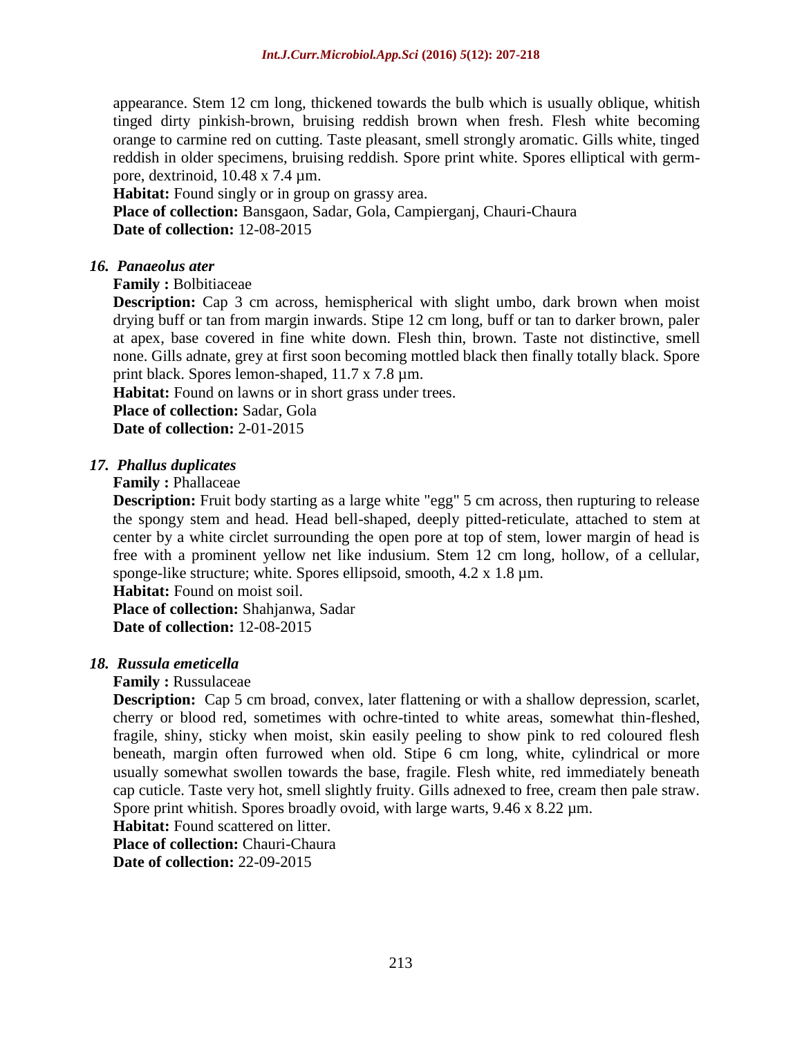appearance. Stem 12 cm long, thickened towards the bulb which is usually oblique, whitish tinged dirty pinkish-brown, bruising reddish brown when fresh. Flesh white becoming orange to carmine red on cutting. Taste pleasant, smell strongly aromatic. Gills white, tinged reddish in older specimens, bruising reddish. Spore print white. Spores elliptical with germ-pore, dextrinoid, 10.48 x 7.4 µm.

**Habitat:** Found singly or in group on grassy area.

**Place of collection:** Bansgaon, Sadar, Gola, Campierganj, Chauri-Chaura

**Date of collection:** 12-08-2015

### *16. Panaeolus ater*

**Family :** Bolbitiaceae

**Description:** Cap 3 cm across, hemispherical with slight umbo, dark brown when moist drying buff or tan from margin inwards. Stipe 12 cm long, buff or tan to darker brown, paler at apex, base covered in fine white down. Flesh thin, brown. Taste not distinctive, smell none. Gills adnate, grey at first soon becoming mottled black then finally totally black. Spore print black. Spores lemon-shaped, 11.7 x 7.8 µm.

**Habitat:** Found on lawns or in short grass under trees.

**Place of collection:** Sadar, Gola

**Date of collection:** 2-01-2015

### *17. Phallus duplicates*

**Family :** Phallaceae

**Description:** Fruit body starting as a large white "egg" 5 cm across, then rupturing to release the spongy stem and head. Head bell-shaped, deeply pitted-reticulate, attached to stem at center by a white circlet surrounding the open pore at top of stem, lower margin of head is free with a prominent yellow net like indusium. Stem 12 cm long, hollow, of a cellular, sponge-like structure; white. Spores ellipsoid, smooth, 4.2 x 1.8 µm.

**Habitat:** Found on moist soil.

**Place of collection:** Shahjanwa, Sadar

**Date of collection:** 12-08-2015

### *18. Russula emeticella*

**Family :** Russulaceae

**Description:** Cap 5 cm broad, convex, later flattening or with a shallow depression, scarlet, cherry or blood red, sometimes with ochre-tinted to white areas, somewhat thin-fleshed, fragile, shiny, sticky when moist, skin easily peeling to show pink to red coloured flesh beneath, margin often furrowed when old. Stipe 6 cm long, white, cylindrical or more usually somewhat swollen towards the base, fragile. Flesh white, red immediately beneath cap cuticle. Taste very hot, smell slightly fruity. Gills adnexed to free, cream then pale straw. Spore print whitish. Spores broadly ovoid, with large warts, 9.46 x 8.22 µm.

**Habitat:** Found scattered on litter.

**Place of collection:** Chauri-Chaura

**Date of collection:** 22-09-2015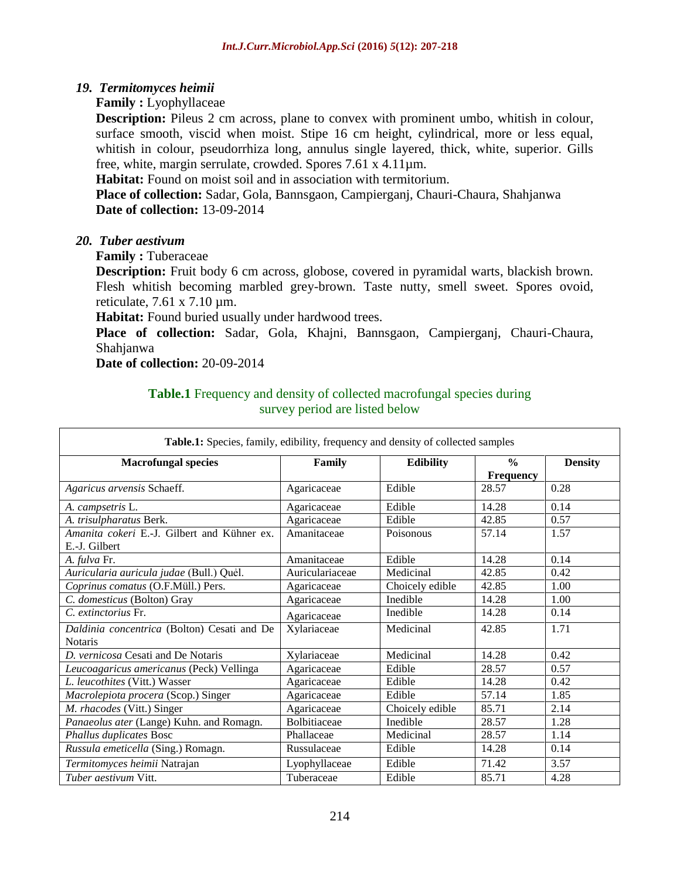### 19. *Termitomyces heimii*

**Family :** Lyophyllaceae

**Description:** Pileus 2 cm across, plane to convex with prominent umbo, whitish in colour, surface smooth, viscid when moist. Stipe 16 cm height, cylindrical, more or less equal, whitish in colour, pseudorrhiza long, annulus single layered, thick, white, superior. Gills free, white, margin serrulate, crowded. Spores 7.61 x 4.11µm.

**Habitat:** Found on moist soil and in association with termitorium.

**Place of collection:** Sadar, Gola, Bannsgaon, Campierganj, Chauri-Chaura, Shahjanwa

**Date of collection:** 13-09-2014

### 20. *Tuber aestivum*

**Family :** Tuberaceae

**Description:** Fruit body 6 cm across, globose, covered in pyramidal warts, blackish brown. Flesh whitish becoming marbled grey-brown. Taste nutty, smell sweet. Spores ovoid, reticulate, 7.61 x 7.10 µm.

**Habitat:** Found buried usually under hardwood trees.

**Place of collection:** Sadar, Gola, Khajni, Bannsgaon, Campierganj, Chauri-Chaura, Shahjanwa

**Date of collection:** 20-09-2014

**Table.1** Frequency and density of collected macrofungal species during survey period are listed below

**Table.1:** Species, family, edibility, frequency and density of collected samples

| Macrofungal species | Family | Edibility | % Frequency | Density |
|---|---|---|---|---|
| *Agaricus arvensis* Schaeff. | Agaricaceae | Edible | 28.57 | 0.28 |
| *A. campsetris* L. | Agaricaceae | Edible | 14.28 | 0.14 |
| *A. trisulpharatus* Berk. | Agaricaceae | Edible | 42.85 | 0.57 |
| *Amanita cokeri* E.-J. Gilbert and Kühner ex. E.-J. Gilbert | Amanitaceae | Poisonous | 57.14 | 1.57 |
| *A. fulva* Fr. | Amanitaceae | Edible | 14.28 | 0.14 |
| *Auricularia auricula judae* (Bull.) Quèl. | Auriculariaceae | Medicinal | 42.85 | 0.42 |
| *Coprinus comatus* (O.F.Müll.) Pers. | Agaricaceae | Choicely edible | 42.85 | 1.00 |
| *C. domesticus* (Bolton) Gray | Agaricaceae | Inedible | 14.28 | 1.00 |
| *C. extinctorius* Fr. | Agaricaceae | Inedible | 14.28 | 0.14 |
| *Daldinia concentrica* (Bolton) Cesati and De Notaris | Xylariaceae | Medicinal | 42.85 | 1.71 |
| *D. vernicosa* Cesati and De Notaris | Xylariaceae | Medicinal | 14.28 | 0.42 |
| *Leucoagaricus americanus* (Peck) Vellinga | Agaricaceae | Edible | 28.57 | 0.57 |
| *L. leucothites* (Vitt.) Wasser | Agaricaceae | Edible | 14.28 | 0.42 |
| *Macrolepiota procera* (Scop.) Singer | Agaricaceae | Edible | 57.14 | 1.85 |
| *M. rhacodes* (Vitt.) Singer | Agaricaceae | Choicely edible | 85.71 | 2.14 |
| *Panaeolus ater* (Lange) Kuhn. and Romagn. | Bolbitiaceae | Inedible | 28.57 | 1.28 |
| *Phallus duplicates* Bosc | Phallaceae | Medicinal | 28.57 | 1.14 |
| *Russula emeticella* (Sing.) Romagn. | Russulaceae | Edible | 14.28 | 0.14 |
| *Termitomyces heimii* Natrajan | Lyophyllaceae | Edible | 71.42 | 3.57 |
| *Tuber aestivum* Vitt. | Tuberaceae | Edible | 85.71 | 4.28 |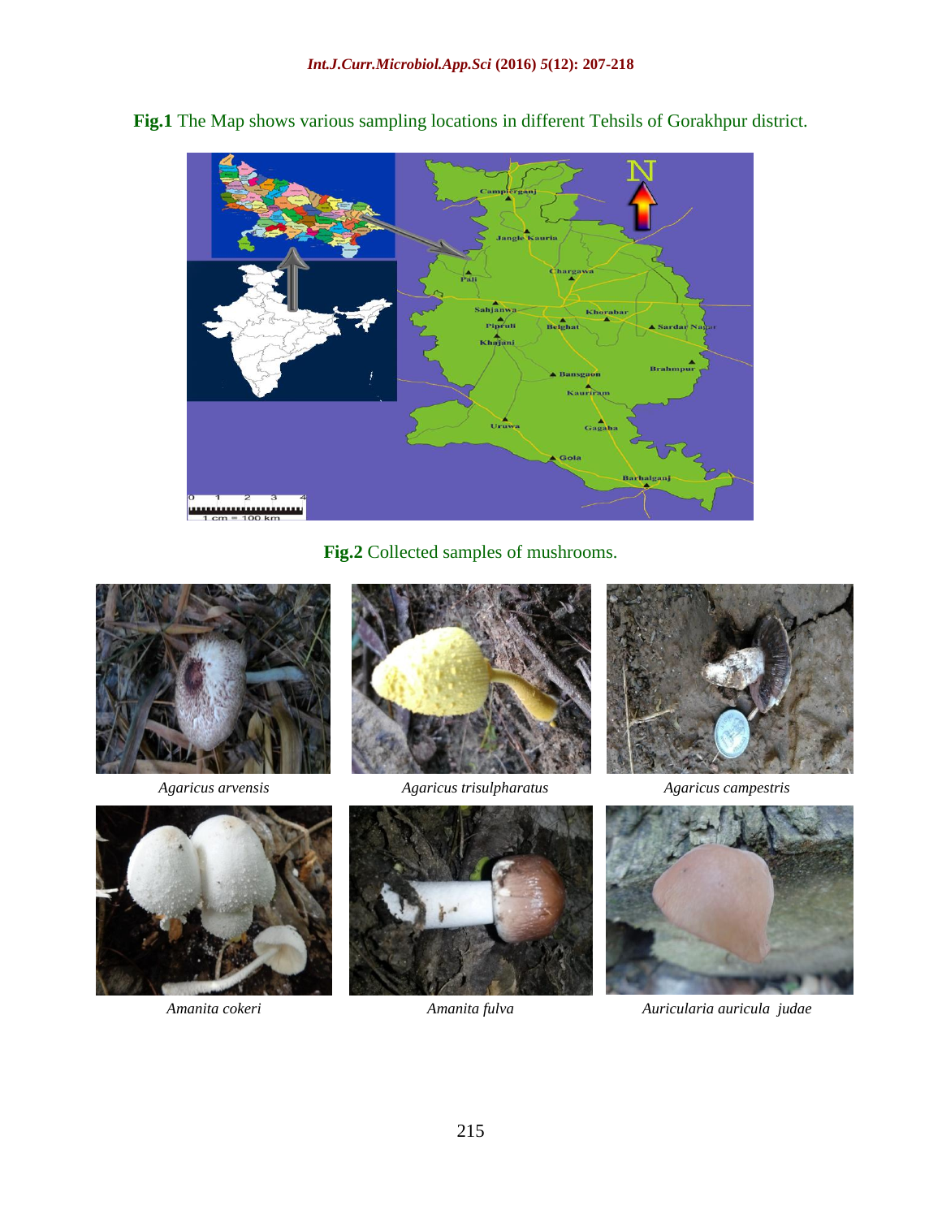**Fig.1** The Map shows various sampling locations in different Tehsils of Gorakhpur district.

**Fig.2** Collected samples of mushrooms.

*Agaricus arvensis* *Agaricus trisulpharatus* *Agaricus campestris*

*Amanita cokeri* *Amanita fulva* *Auricularia auricula judae*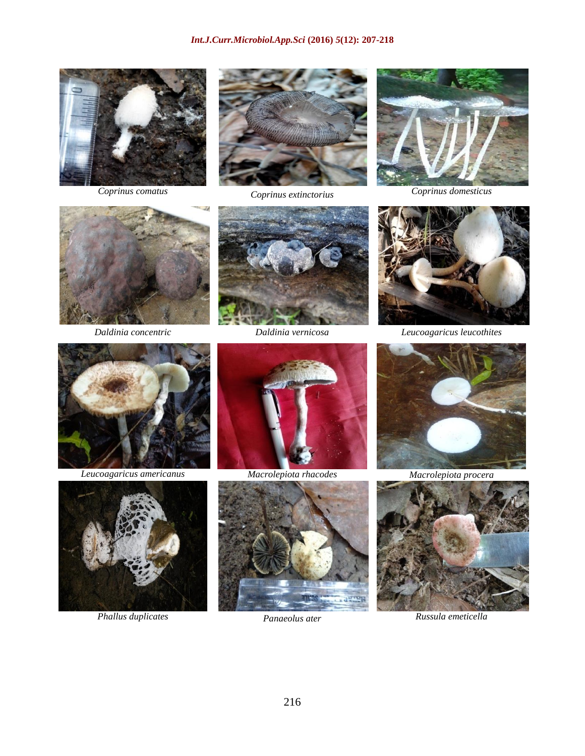*Coprinus comatus*

*Coprinus extinctorius*

*Coprinus domesticus*

*Daldinia concentric*

*Daldinia vernicosa*

*Leucoagaricus leucothites*

*Leucoagaricus americanus*

*Macrolepiota rhacodes*

*Macrolepiota procera*

*Phallus duplicates*

*Panaeolus ater*

*Russula emeticella*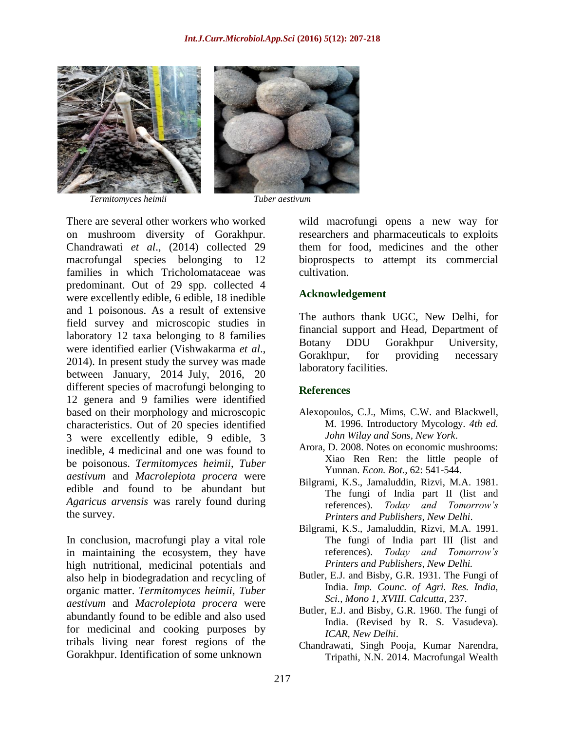*Termitomyces heimii*

*Tuber aestivum*

There are several other workers who worked on mushroom diversity of Gorakhpur. Chandrawati *et al*., (2014) collected 29 macrofungal species belonging to 12 families in which Tricholomataceae was predominant. Out of 29 spp. collected 4 were excellently edible, 6 edible, 18 inedible and 1 poisonous. As a result of extensive field survey and microscopic studies in laboratory 12 taxa belonging to 8 families were identified earlier (Vishwakarma *et al*., 2014). In present study the survey was made between January, 2014–July, 2016, 20 different species of macrofungi belonging to 12 genera and 9 families were identified based on their morphology and microscopic characteristics. Out of 20 species identified 3 were excellently edible, 9 edible, 3 inedible, 4 medicinal and one was found to be poisonous. *Termitomyces heimii*, *Tuber aestivum* and *Macrolepiota procera* were edible and found to be abundant but *Agaricus arvensis* was rarely found during the survey.

In conclusion, macrofungi play a vital role in maintaining the ecosystem, they have high nutritional, medicinal potentials and also help in biodegradation and recycling of organic matter. *Termitomyces heimii*, *Tuber aestivum* and *Macrolepiota procera* were abundantly found to be edible and also used for medicinal and cooking purposes by tribals living near forest regions of the Gorakhpur. Identification of some unknown wild macrofungi opens a new way for researchers and pharmaceuticals to exploits them for food, medicines and the other bioprospects to attempt its commercial cultivation.

## Acknowledgement

The authors thank UGC, New Delhi, for financial support and Head, Department of Botany DDU Gorakhpur University, Gorakhpur, for providing necessary laboratory facilities.

## References

- Alexopoulos, C.J., Mims, C.W. and Blackwell, M. 1996. Introductory Mycology. *4th ed. John Wilay and Sons, New York*.
- Arora, D. 2008. Notes on economic mushrooms: Xiao Ren Ren: the little people of Yunnan. *Econ. Bot.,* 62: 541-544.
- Bilgrami, K.S., Jamaluddin, Rizvi, M.A. 1981. The fungi of India part II (list and references). *Today and Tomorrow's Printers and Publishers, New Delhi*.
- Bilgrami, K.S., Jamaluddin, Rizvi, M.A. 1991. The fungi of India part III (list and references). *Today and Tomorrow's Printers and Publishers, New Delhi.*
- Butler, E.J. and Bisby, G.R. 1931. The Fungi of India. *Imp. Counc. of Agri. Res. India, Sci., Mono 1, XVIII. Calcutta,* 237.
- Butler, E.J. and Bisby, G.R. 1960. The fungi of India. (Revised by R. S. Vasudeva). *ICAR, New Delhi*.
- Chandrawati, Singh Pooja, Kumar Narendra, Tripathi, N.N. 2014. Macrofungal Wealth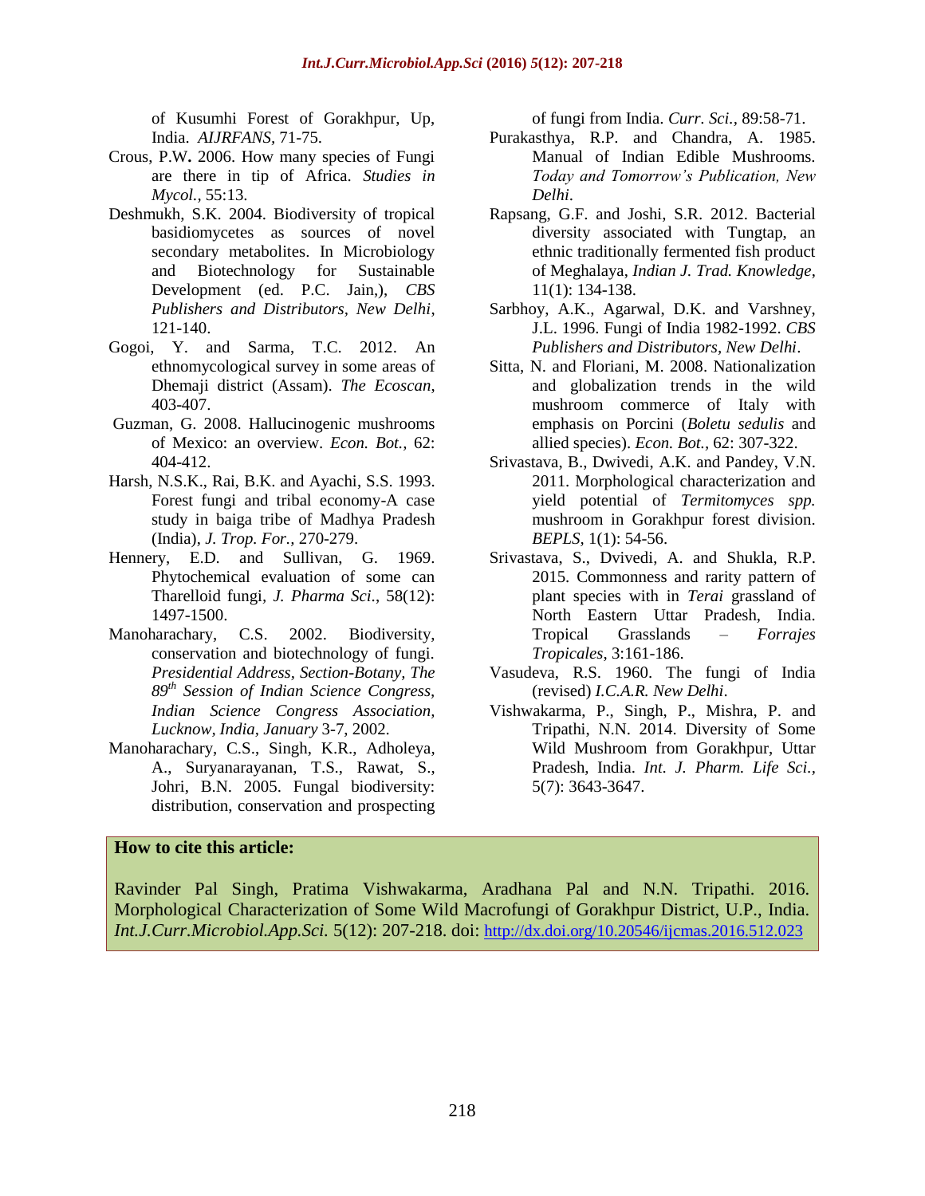of Kusumhi Forest of Gorakhpur, Up, India. *AIJRFANS*, 71-75.

Crous, P.W**.** 2006. How many species of Fungi are there in tip of Africa. *Studies in Mycol.,* 55:13.

Deshmukh, S.K. 2004. Biodiversity of tropical basidiomycetes as sources of novel secondary metabolites. In Microbiology and Biotechnology for Sustainable Development (ed. P.C. Jain,), *CBS Publishers and Distributors, New Delhi*, 121-140.

Gogoi, Y. and Sarma, T.C. 2012. An ethnomycological survey in some areas of Dhemaji district (Assam). *The Ecoscan,* 403-407.

Guzman, G. 2008. Hallucinogenic mushrooms of Mexico: an overview. *Econ. Bot.,* 62: 404-412.

Harsh, N.S.K., Rai, B.K. and Ayachi, S.S. 1993. Forest fungi and tribal economy-A case study in baiga tribe of Madhya Pradesh (India), *J. Trop. For.,* 270-279.

Hennery, E.D. and Sullivan, G. 1969. Phytochemical evaluation of some can Tharelloid fungi, *J. Pharma Sci*., 58(12): 1497-1500.

Manoharachary, C.S. 2002. Biodiversity, conservation and biotechnology of fungi. *Presidential Address, Section-Botany, The 89th Session of Indian Science Congress, Indian Science Congress Association, Lucknow, India, January* 3-7, 2002.

Manoharachary, C.S., Singh, K.R., Adholeya, A., Suryanarayanan, T.S., Rawat, S., Johri, B.N. 2005. Fungal biodiversity: distribution, conservation and prospecting of fungi from India. *Curr. Sci.*, 89:58-71.

Purakasthya, R.P. and Chandra, A. 1985. Manual of Indian Edible Mushrooms. *Today and Tomorrow's Publication, New Delhi.*

Rapsang, G.F. and Joshi, S.R. 2012. Bacterial diversity associated with Tungtap, an ethnic traditionally fermented fish product of Meghalaya, *Indian J. Trad. Knowledge*, 11(1): 134-138.

Sarbhoy, A.K., Agarwal, D.K. and Varshney, J.L. 1996. Fungi of India 1982-1992. *CBS Publishers and Distributors, New Delhi*.

Sitta, N. and Floriani, M. 2008. Nationalization and globalization trends in the wild mushroom commerce of Italy with emphasis on Porcini (*Boletu sedulis* and allied species). *Econ. Bot.,* 62: 307-322.

Srivastava, B., Dwivedi, A.K. and Pandey, V.N. 2011. Morphological characterization and yield potential of *Termitomyces spp.* mushroom in Gorakhpur forest division. *BEPLS*, 1(1): 54-56.

Srivastava, S., Dvivedi, A. and Shukla, R.P. 2015. Commonness and rarity pattern of plant species with in *Terai* grassland of North Eastern Uttar Pradesh, India. Tropical Grasslands – *Forrajes Tropicales*, 3:161-186.

Vasudeva, R.S. 1960. The fungi of India (revised) *I.C.A.R. New Delhi*.

Vishwakarma, P., Singh, P., Mishra, P. and Tripathi, N.N. 2014. Diversity of Some Wild Mushroom from Gorakhpur, Uttar Pradesh, India. *Int. J. Pharm. Life Sci.*, 5(7): 3643-3647.

**How to cite this article:**

Ravinder Pal Singh, Pratima Vishwakarma, Aradhana Pal and N.N. Tripathi. 2016. Morphological Characterization of Some Wild Macrofungi of Gorakhpur District, U.P., India. *Int.J.Curr.Microbiol.App.Sci.* 5(12): 207-218. doi: http://dx.doi.org/10.20546/ijcmas.2016.512.023